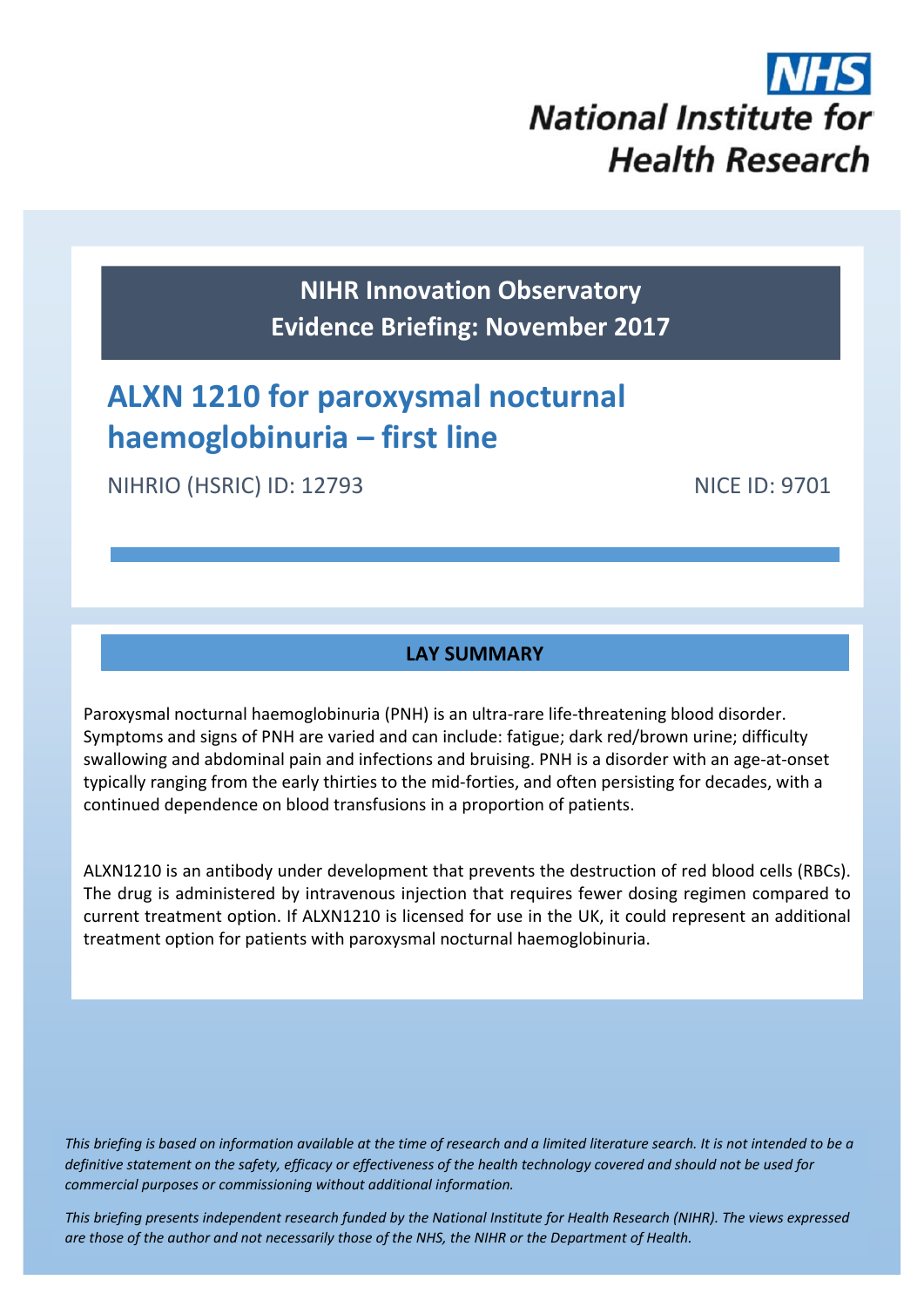NHS
National Institute for Health Research

**NIHR Innovation Observatory**
**Evidence Briefing: November 2017**

# ALXN 1210 for paroxysmal nocturnal haemoglobinuria – first line

NIHRIO (HSRIC) ID: 12793 NICE ID: 9701

## LAY SUMMARY

Paroxysmal nocturnal haemoglobinuria (PNH) is an ultra-rare life-threatening blood disorder. Symptoms and signs of PNH are varied and can include: fatigue; dark red/brown urine; difficulty swallowing and abdominal pain and infections and bruising. PNH is a disorder with an age-at-onset typically ranging from the early thirties to the mid-forties, and often persisting for decades, with a continued dependence on blood transfusions in a proportion of patients.

ALXN1210 is an antibody under development that prevents the destruction of red blood cells (RBCs). The drug is administered by intravenous injection that requires fewer dosing regimen compared to current treatment option. If ALXN1210 is licensed for use in the UK, it could represent an additional treatment option for patients with paroxysmal nocturnal haemoglobinuria.

*This briefing is based on information available at the time of research and a limited literature search. It is not intended to be a definitive statement on the safety, efficacy or effectiveness of the health technology covered and should not be used for commercial purposes or commissioning without additional information.*

*This briefing presents independent research funded by the National Institute for Health Research (NIHR). The views expressed are those of the author and not necessarily those of the NHS, the NIHR or the Department of Health.*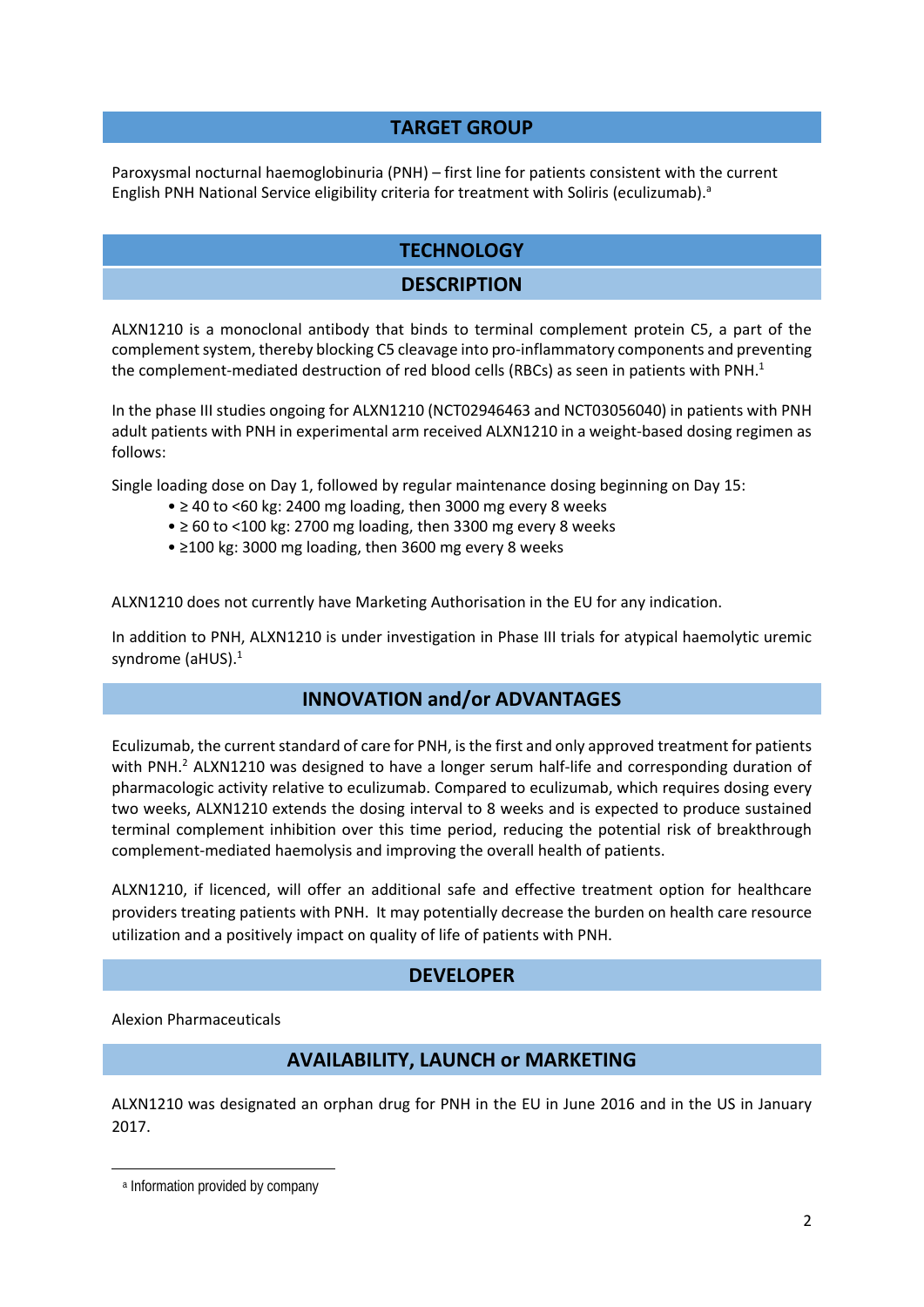## TARGET GROUP

Paroxysmal nocturnal haemoglobinuria (PNH) – first line for patients consistent with the current English PNH National Service eligibility criteria for treatment with Soliris (eculizumab).[a]

## TECHNOLOGY

### DESCRIPTION

ALXN1210 is a monoclonal antibody that binds to terminal complement protein C5, a part of the complement system, thereby blocking C5 cleavage into pro-inflammatory components and preventing the complement-mediated destruction of red blood cells (RBCs) as seen in patients with PNH.[1]

In the phase III studies ongoing for ALXN1210 (NCT02946463 and NCT03056040) in patients with PNH adult patients with PNH in experimental arm received ALXN1210 in a weight-based dosing regimen as follows:

Single loading dose on Day 1, followed by regular maintenance dosing beginning on Day 15:

- ≥ 40 to <60 kg: 2400 mg loading, then 3000 mg every 8 weeks
- ≥ 60 to <100 kg: 2700 mg loading, then 3300 mg every 8 weeks
- ≥100 kg: 3000 mg loading, then 3600 mg every 8 weeks

ALXN1210 does not currently have Marketing Authorisation in the EU for any indication.

In addition to PNH, ALXN1210 is under investigation in Phase III trials for atypical haemolytic uremic syndrome (aHUS).[1]

### INNOVATION and/or ADVANTAGES

Eculizumab, the current standard of care for PNH, is the first and only approved treatment for patients with PNH.[2] ALXN1210 was designed to have a longer serum half-life and corresponding duration of pharmacologic activity relative to eculizumab. Compared to eculizumab, which requires dosing every two weeks, ALXN1210 extends the dosing interval to 8 weeks and is expected to produce sustained terminal complement inhibition over this time period, reducing the potential risk of breakthrough complement-mediated haemolysis and improving the overall health of patients.

ALXN1210, if licenced, will offer an additional safe and effective treatment option for healthcare providers treating patients with PNH. It may potentially decrease the burden on health care resource utilization and a positively impact on quality of life of patients with PNH.

### DEVELOPER

Alexion Pharmaceuticals

### AVAILABILITY, LAUNCH or MARKETING

ALXN1210 was designated an orphan drug for PNH in the EU in June 2016 and in the US in January 2017.

---

[a] Information provided by company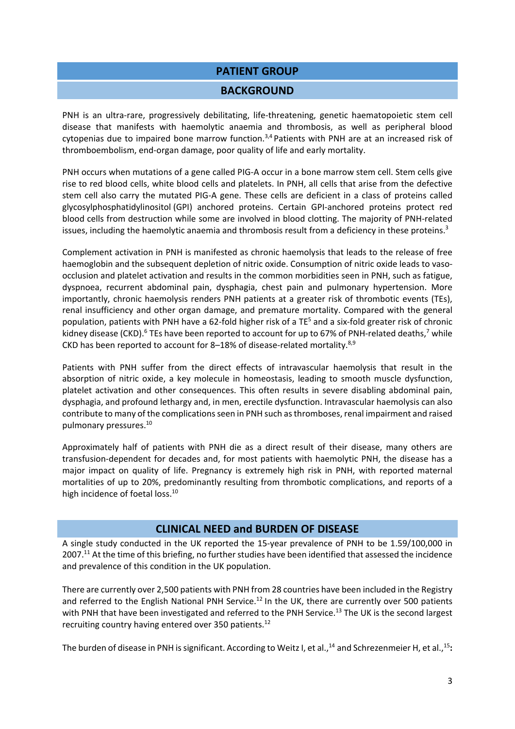## PATIENT GROUP

### BACKGROUND

PNH is an ultra-rare, progressively debilitating, life-threatening, genetic haematopoietic stem cell disease that manifests with haemolytic anaemia and thrombosis, as well as peripheral blood cytopenias due to impaired bone marrow function.[3,4] Patients with PNH are at an increased risk of thromboembolism, end-organ damage, poor quality of life and early mortality.

PNH occurs when mutations of a gene called PIG-A occur in a bone marrow stem cell. Stem cells give rise to red blood cells, white blood cells and platelets. In PNH, all cells that arise from the defective stem cell also carry the mutated PIG-A gene. These cells are deficient in a class of proteins called glycosylphosphatidylinositol (GPI) anchored proteins. Certain GPI-anchored proteins protect red blood cells from destruction while some are involved in blood clotting. The majority of PNH-related issues, including the haemolytic anaemia and thrombosis result from a deficiency in these proteins.[3]

Complement activation in PNH is manifested as chronic haemolysis that leads to the release of free haemoglobin and the subsequent depletion of nitric oxide. Consumption of nitric oxide leads to vaso-occlusion and platelet activation and results in the common morbidities seen in PNH, such as fatigue, dyspnoea, recurrent abdominal pain, dysphagia, chest pain and pulmonary hypertension. More importantly, chronic haemolysis renders PNH patients at a greater risk of thrombotic events (TEs), renal insufficiency and other organ damage, and premature mortality. Compared with the general population, patients with PNH have a 62-fold higher risk of a TE[5] and a six-fold greater risk of chronic kidney disease (CKD).[6] TEs have been reported to account for up to 67% of PNH-related deaths,[7] while CKD has been reported to account for 8–18% of disease-related mortality.[8,9]

Patients with PNH suffer from the direct effects of intravascular haemolysis that result in the absorption of nitric oxide, a key molecule in homeostasis, leading to smooth muscle dysfunction, platelet activation and other consequences. This often results in severe disabling abdominal pain, dysphagia, and profound lethargy and, in men, erectile dysfunction. Intravascular haemolysis can also contribute to many of the complications seen in PNH such as thromboses, renal impairment and raised pulmonary pressures.[10]

Approximately half of patients with PNH die as a direct result of their disease, many others are transfusion-dependent for decades and, for most patients with haemolytic PNH, the disease has a major impact on quality of life. Pregnancy is extremely high risk in PNH, with reported maternal mortalities of up to 20%, predominantly resulting from thrombotic complications, and reports of a high incidence of foetal loss.[10]

### CLINICAL NEED and BURDEN OF DISEASE

A single study conducted in the UK reported the 15-year prevalence of PNH to be 1.59/100,000 in 2007.[11] At the time of this briefing, no further studies have been identified that assessed the incidence and prevalence of this condition in the UK population.

There are currently over 2,500 patients with PNH from 28 countries have been included in the Registry and referred to the English National PNH Service.[12] In the UK, there are currently over 500 patients with PNH that have been investigated and referred to the PNH Service.[13] The UK is the second largest recruiting country having entered over 350 patients.[12]

The burden of disease in PNH is significant. According to Weitz I, et al.,[14] and Schrezenmeier H, et al.,[15]**:**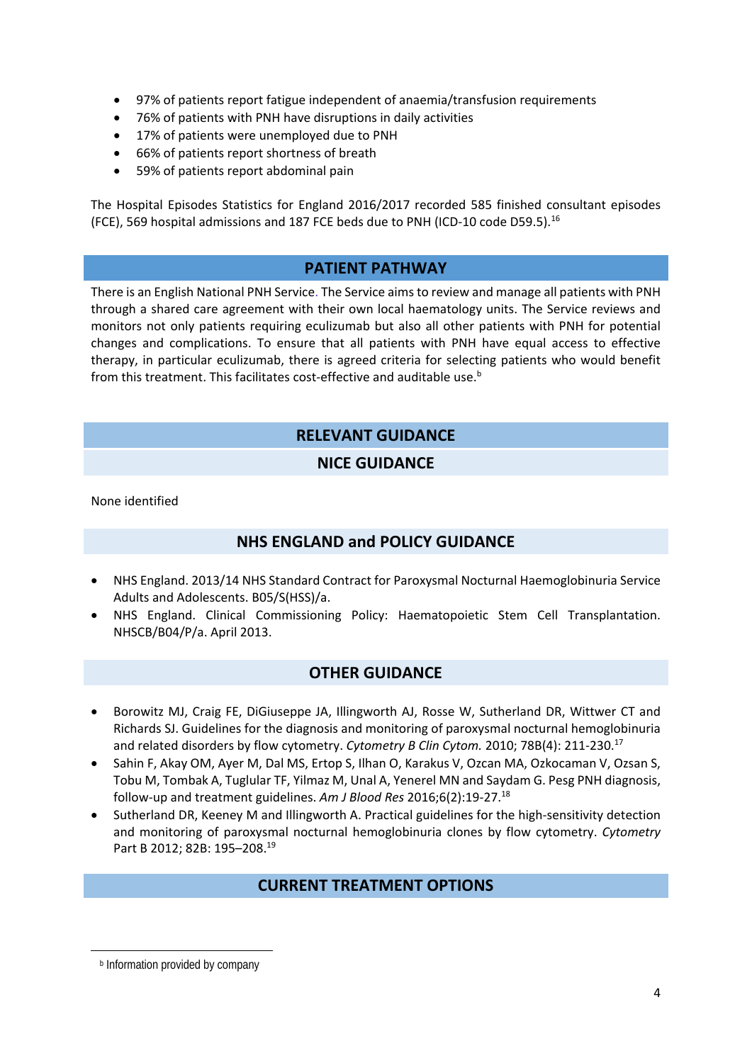- 97% of patients report fatigue independent of anaemia/transfusion requirements
- 76% of patients with PNH have disruptions in daily activities
- 17% of patients were unemployed due to PNH
- 66% of patients report shortness of breath
- 59% of patients report abdominal pain

The Hospital Episodes Statistics for England 2016/2017 recorded 585 finished consultant episodes (FCE), 569 hospital admissions and 187 FCE beds due to PNH (ICD-10 code D59.5).[16]

## PATIENT PATHWAY

There is an English National PNH Service. The Service aims to review and manage all patients with PNH through a shared care agreement with their own local haematology units. The Service reviews and monitors not only patients requiring eculizumab but also all other patients with PNH for potential changes and complications. To ensure that all patients with PNH have equal access to effective therapy, in particular eculizumab, there is agreed criteria for selecting patients who would benefit from this treatment. This facilitates cost-effective and auditable use.[b]

## RELEVANT GUIDANCE

### NICE GUIDANCE

None identified

### NHS ENGLAND and POLICY GUIDANCE

- NHS England. 2013/14 NHS Standard Contract for Paroxysmal Nocturnal Haemoglobinuria Service Adults and Adolescents. B05/S(HSS)/a.
- NHS England. Clinical Commissioning Policy: Haematopoietic Stem Cell Transplantation. NHSCB/B04/P/a. April 2013.

### OTHER GUIDANCE

- Borowitz MJ, Craig FE, DiGiuseppe JA, Illingworth AJ, Rosse W, Sutherland DR, Wittwer CT and Richards SJ. Guidelines for the diagnosis and monitoring of paroxysmal nocturnal hemoglobinuria and related disorders by flow cytometry. *Cytometry B Clin Cytom.* 2010; 78B(4): 211-230.[17]
- Sahin F, Akay OM, Ayer M, Dal MS, Ertop S, Ilhan O, Karakus V, Ozcan MA, Ozkocaman V, Ozsan S, Tobu M, Tombak A, Tuglular TF, Yilmaz M, Unal A, Yenerel MN and Saydam G. Pesg PNH diagnosis, follow-up and treatment guidelines. *Am J Blood Res* 2016;6(2):19-27.[18]
- Sutherland DR, Keeney M and Illingworth A. Practical guidelines for the high-sensitivity detection and monitoring of paroxysmal nocturnal hemoglobinuria clones by flow cytometry. *Cytometry* Part B 2012; 82B: 195–208.[19]

## CURRENT TREATMENT OPTIONS

[b] Information provided by company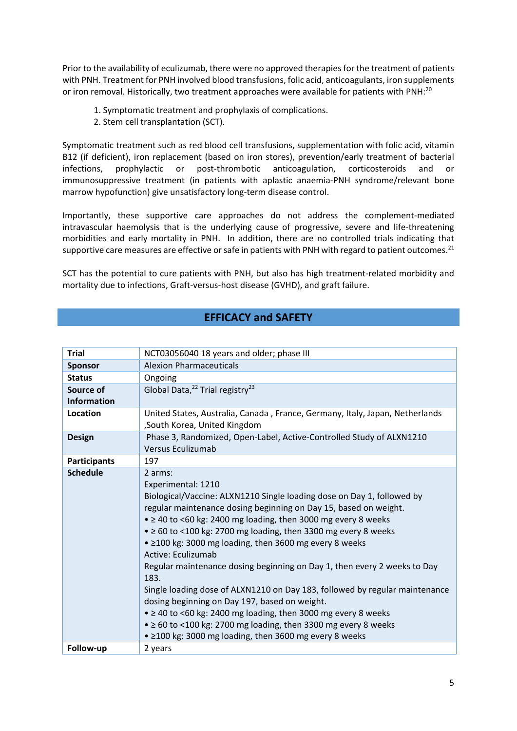Prior to the availability of eculizumab, there were no approved therapies for the treatment of patients with PNH. Treatment for PNH involved blood transfusions, folic acid, anticoagulants, iron supplements or iron removal. Historically, two treatment approaches were available for patients with PNH:[20]

1. Symptomatic treatment and prophylaxis of complications.
2. Stem cell transplantation (SCT).

Symptomatic treatment such as red blood cell transfusions, supplementation with folic acid, vitamin B12 (if deficient), iron replacement (based on iron stores), prevention/early treatment of bacterial infections, prophylactic or post-thrombotic anticoagulation, corticosteroids and or immunosuppressive treatment (in patients with aplastic anaemia-PNH syndrome/relevant bone marrow hypofunction) give unsatisfactory long-term disease control.

Importantly, these supportive care approaches do not address the complement-mediated intravascular haemolysis that is the underlying cause of progressive, severe and life-threatening morbidities and early mortality in PNH. In addition, there are no controlled trials indicating that supportive care measures are effective or safe in patients with PNH with regard to patient outcomes.[21]

SCT has the potential to cure patients with PNH, but also has high treatment-related morbidity and mortality due to infections, Graft-versus-host disease (GVHD), and graft failure.

## EFFICACY and SAFETY

| **Trial** | NCT03056040 18 years and older; phase III |
|---|---|
| **Sponsor** | Alexion Pharmaceuticals |
| **Status** | Ongoing |
| **Source of Information** | Global Data,[22] Trial registry[23] |
| **Location** | United States, Australia, Canada , France, Germany, Italy, Japan, Netherlands ,South Korea, United Kingdom |
| **Design** | Phase 3, Randomized, Open-Label, Active-Controlled Study of ALXN1210 Versus Eculizumab |
| **Participants** | 197 |
| **Schedule** | 2 arms:<br>Experimental: 1210<br>Biological/Vaccine: ALXN1210 Single loading dose on Day 1, followed by regular maintenance dosing beginning on Day 15, based on weight.<br>• ≥ 40 to <60 kg: 2400 mg loading, then 3000 mg every 8 weeks<br>• ≥ 60 to <100 kg: 2700 mg loading, then 3300 mg every 8 weeks<br>• ≥100 kg: 3000 mg loading, then 3600 mg every 8 weeks<br>Active: Eculizumab<br>Regular maintenance dosing beginning on Day 1, then every 2 weeks to Day 183.<br>Single loading dose of ALXN1210 on Day 183, followed by regular maintenance dosing beginning on Day 197, based on weight.<br>• ≥ 40 to <60 kg: 2400 mg loading, then 3000 mg every 8 weeks<br>• ≥ 60 to <100 kg: 2700 mg loading, then 3300 mg every 8 weeks<br>• ≥100 kg: 3000 mg loading, then 3600 mg every 8 weeks |
| **Follow-up** | 2 years |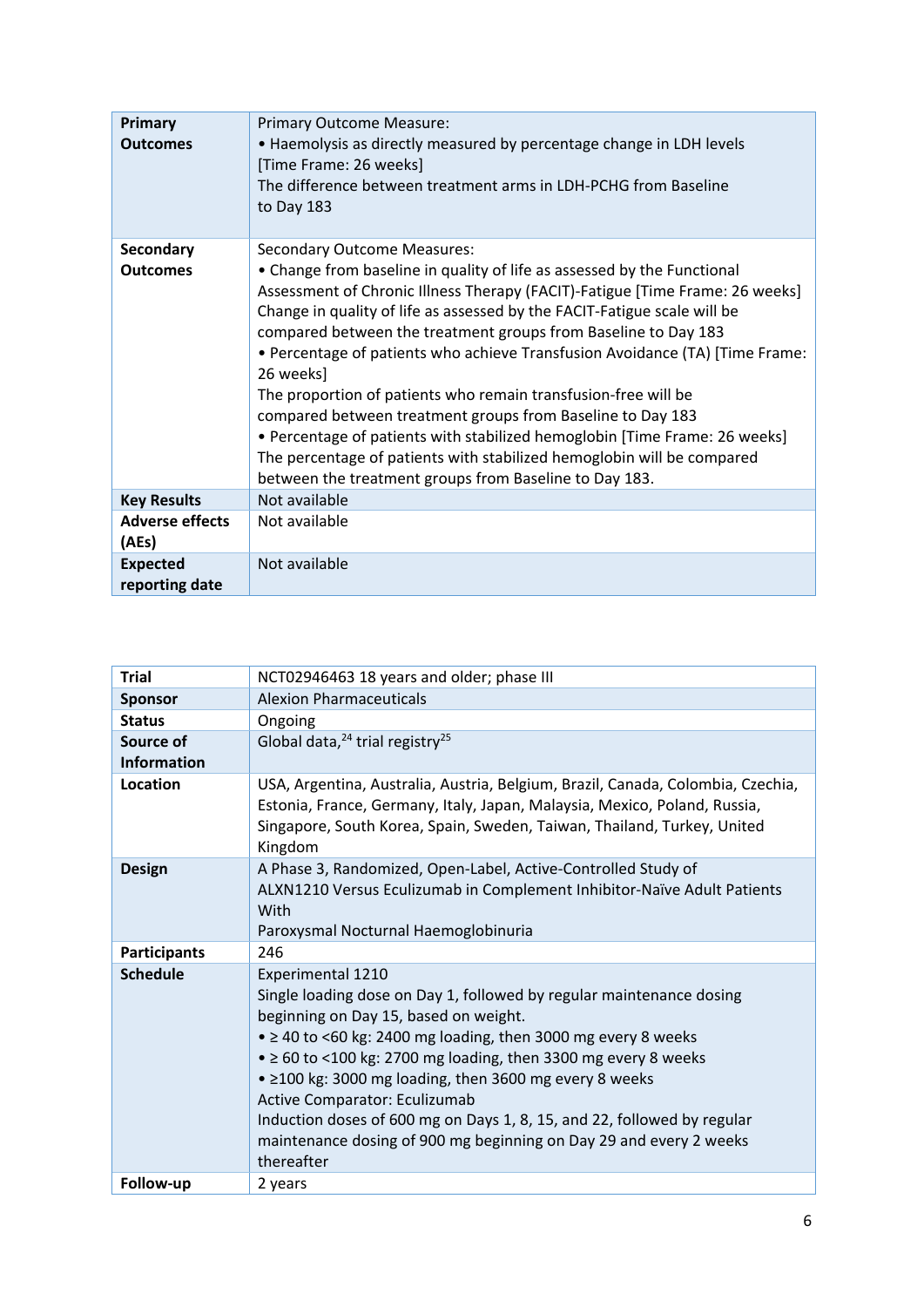| Primary Outcomes | Primary Outcome Measure:<br>• Haemolysis as directly measured by percentage change in LDH levels [Time Frame: 26 weeks]<br>The difference between treatment arms in LDH-PCHG from Baseline to Day 183 |
|---|---|
| **Secondary Outcomes** | Secondary Outcome Measures:<br>• Change from baseline in quality of life as assessed by the Functional Assessment of Chronic Illness Therapy (FACIT)-Fatigue [Time Frame: 26 weeks]<br>Change in quality of life as assessed by the FACIT-Fatigue scale will be compared between the treatment groups from Baseline to Day 183<br>• Percentage of patients who achieve Transfusion Avoidance (TA) [Time Frame: 26 weeks]<br>The proportion of patients who remain transfusion-free will be compared between treatment groups from Baseline to Day 183<br>• Percentage of patients with stabilized hemoglobin [Time Frame: 26 weeks]<br>The percentage of patients with stabilized hemoglobin will be compared between the treatment groups from Baseline to Day 183. |
| **Key Results** | Not available |
| **Adverse effects (AEs)** | Not available |
| **Expected reporting date** | Not available |

| Trial | NCT02946463 18 years and older; phase III |
|---|---|
| **Sponsor** | Alexion Pharmaceuticals |
| **Status** | Ongoing |
| **Source of Information** | Global data,[24] trial registry[25] |
| **Location** | USA, Argentina, Australia, Austria, Belgium, Brazil, Canada, Colombia, Czechia, Estonia, France, Germany, Italy, Japan, Malaysia, Mexico, Poland, Russia, Singapore, South Korea, Spain, Sweden, Taiwan, Thailand, Turkey, United Kingdom |
| **Design** | A Phase 3, Randomized, Open-Label, Active-Controlled Study of ALXN1210 Versus Eculizumab in Complement Inhibitor-Naïve Adult Patients With Paroxysmal Nocturnal Haemoglobinuria |
| **Participants** | 246 |
| **Schedule** | Experimental 1210<br>Single loading dose on Day 1, followed by regular maintenance dosing beginning on Day 15, based on weight.<br>• ≥ 40 to <60 kg: 2400 mg loading, then 3000 mg every 8 weeks<br>• ≥ 60 to <100 kg: 2700 mg loading, then 3300 mg every 8 weeks<br>• ≥100 kg: 3000 mg loading, then 3600 mg every 8 weeks<br>Active Comparator: Eculizumab<br>Induction doses of 600 mg on Days 1, 8, 15, and 22, followed by regular maintenance dosing of 900 mg beginning on Day 29 and every 2 weeks thereafter |
| **Follow-up** | 2 years |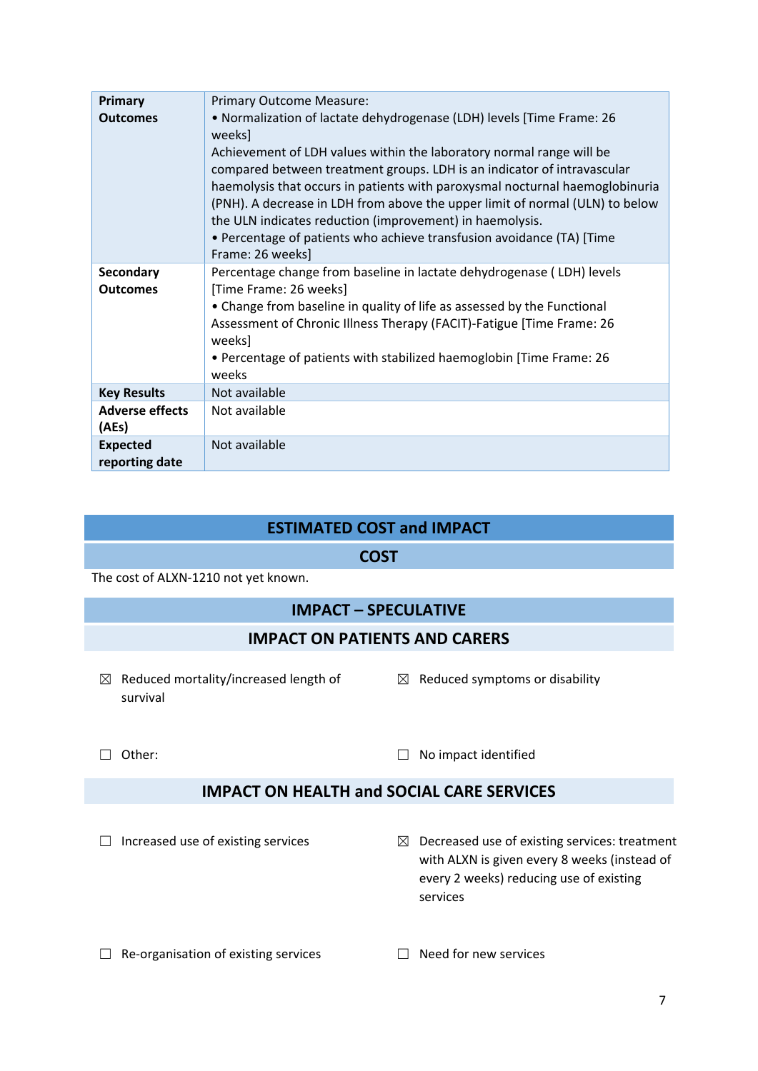| | |
|---|---|
| **Primary Outcomes** | Primary Outcome Measure:<br>• Normalization of lactate dehydrogenase (LDH) levels [Time Frame: 26 weeks]<br>Achievement of LDH values within the laboratory normal range will be compared between treatment groups. LDH is an indicator of intravascular haemolysis that occurs in patients with paroxysmal nocturnal haemoglobinuria (PNH). A decrease in LDH from above the upper limit of normal (ULN) to below the ULN indicates reduction (improvement) in haemolysis.<br>• Percentage of patients who achieve transfusion avoidance (TA) [Time Frame: 26 weeks] |
| **Secondary Outcomes** | Percentage change from baseline in lactate dehydrogenase ( LDH) levels [Time Frame: 26 weeks]<br>• Change from baseline in quality of life as assessed by the Functional Assessment of Chronic Illness Therapy (FACIT)-Fatigue [Time Frame: 26 weeks]<br>• Percentage of patients with stabilized haemoglobin [Time Frame: 26 weeks |
| **Key Results** | Not available |
| **Adverse effects (AEs)** | Not available |
| **Expected reporting date** | Not available |

## ESTIMATED COST and IMPACT

### COST

The cost of ALXN-1210 not yet known.

### IMPACT – SPECULATIVE

#### IMPACT ON PATIENTS AND CARERS

☒ Reduced mortality/increased length of survival

☒ Reduced symptoms or disability

☐ Other:

☐ No impact identified

#### IMPACT ON HEALTH and SOCIAL CARE SERVICES

☐ Increased use of existing services

☒ Decreased use of existing services: treatment with ALXN is given every 8 weeks (instead of every 2 weeks) reducing use of existing services

☐ Re-organisation of existing services

☐ Need for new services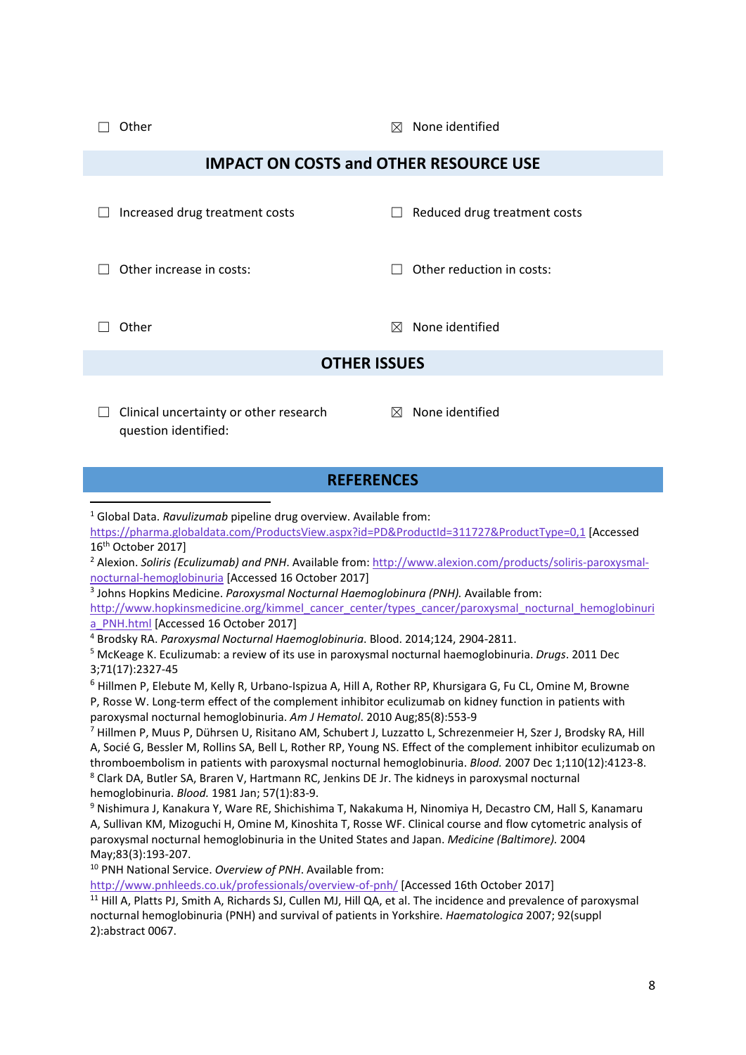☐ Other ☒ None identified

## IMPACT ON COSTS and OTHER RESOURCE USE

☐ Increased drug treatment costs ☐ Reduced drug treatment costs

☐ Other increase in costs: ☐ Other reduction in costs:

☐ Other ☒ None identified

## OTHER ISSUES

☐ Clinical uncertainty or other research question identified: ☒ None identified

## REFERENCES

[1] Global Data. *Ravulizumab* pipeline drug overview. Available from: https://pharma.globaldata.com/ProductsView.aspx?id=PD&ProductId=311727&ProductType=0,1 [Accessed 16th October 2017]

[2] Alexion. *Soliris (Eculizumab) and PNH*. Available from: http://www.alexion.com/products/soliris-paroxysmal-nocturnal-hemoglobinuria [Accessed 16 October 2017]

[3] Johns Hopkins Medicine. *Paroxysmal Nocturnal Haemoglobinura (PNH).* Available from: http://www.hopkinsmedicine.org/kimmel_cancer_center/types_cancer/paroxysmal_nocturnal_hemoglobinuria_PNH.html [Accessed 16 October 2017]

[4] Brodsky RA. *Paroxysmal Nocturnal Haemoglobinuria*. Blood. 2014;124, 2904-2811.

[5] McKeage K. Eculizumab: a review of its use in paroxysmal nocturnal haemoglobinuria. *Drugs*. 2011 Dec 3;71(17):2327-45

[6] Hillmen P, Elebute M, Kelly R, Urbano-Ispizua A, Hill A, Rother RP, Khursigara G, Fu CL, Omine M, Browne P, Rosse W. Long-term effect of the complement inhibitor eculizumab on kidney function in patients with paroxysmal nocturnal hemoglobinuria. *Am J Hematol*. 2010 Aug;85(8):553-9

[7] Hillmen P, Muus P, Dührsen U, Risitano AM, Schubert J, Luzzatto L, Schrezenmeier H, Szer J, Brodsky RA, Hill A, Socié G, Bessler M, Rollins SA, Bell L, Rother RP, Young NS. Effect of the complement inhibitor eculizumab on thromboembolism in patients with paroxysmal nocturnal hemoglobinuria. *Blood.* 2007 Dec 1;110(12):4123-8.

[8] Clark DA, Butler SA, Braren V, Hartmann RC, Jenkins DE Jr. The kidneys in paroxysmal nocturnal hemoglobinuria. *Blood.* 1981 Jan; 57(1):83-9.

[9] Nishimura J, Kanakura Y, Ware RE, Shichishima T, Nakakuma H, Ninomiya H, Decastro CM, Hall S, Kanamaru A, Sullivan KM, Mizoguchi H, Omine M, Kinoshita T, Rosse WF. Clinical course and flow cytometric analysis of paroxysmal nocturnal hemoglobinuria in the United States and Japan. *Medicine (Baltimore).* 2004 May;83(3):193-207.

[10] PNH National Service. *Overview of PNH*. Available from: http://www.pnhleeds.co.uk/professionals/overview-of-pnh/ [Accessed 16th October 2017]

[11] Hill A, Platts PJ, Smith A, Richards SJ, Cullen MJ, Hill QA, et al. The incidence and prevalence of paroxysmal nocturnal hemoglobinuria (PNH) and survival of patients in Yorkshire. *Haematologica* 2007; 92(suppl 2):abstract 0067.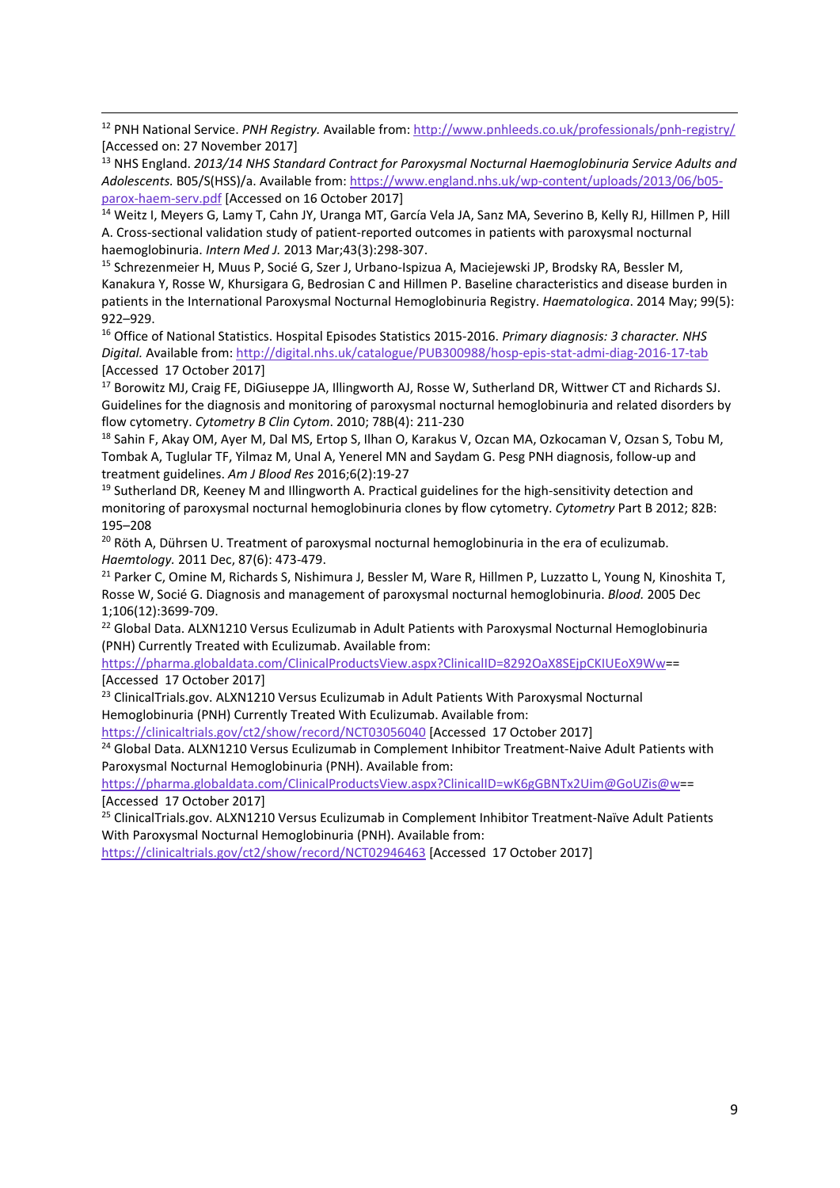[12] PNH National Service. *PNH Registry.* Available from: http://www.pnhleeds.co.uk/professionals/pnh-registry/ [Accessed on: 27 November 2017]

[13] NHS England. *2013/14 NHS Standard Contract for Paroxysmal Nocturnal Haemoglobinuria Service Adults and Adolescents.* B05/S(HSS)/a. Available from: https://www.england.nhs.uk/wp-content/uploads/2013/06/b05-parox-haem-serv.pdf [Accessed on 16 October 2017]

[14] Weitz I, Meyers G, Lamy T, Cahn JY, Uranga MT, García Vela JA, Sanz MA, Severino B, Kelly RJ, Hillmen P, Hill A. Cross-sectional validation study of patient-reported outcomes in patients with paroxysmal nocturnal haemoglobinuria. *Intern Med J.* 2013 Mar;43(3):298-307.

[15] Schrezenmeier H, Muus P, Socié G, Szer J, Urbano-Ispizua A, Maciejewski JP, Brodsky RA, Bessler M, Kanakura Y, Rosse W, Khursigara G, Bedrosian C and Hillmen P. Baseline characteristics and disease burden in patients in the International Paroxysmal Nocturnal Hemoglobinuria Registry. *Haematologica*. 2014 May; 99(5): 922–929.

[16] Office of National Statistics. Hospital Episodes Statistics 2015-2016. *Primary diagnosis: 3 character. NHS Digital.* Available from: http://digital.nhs.uk/catalogue/PUB300988/hosp-epis-stat-admi-diag-2016-17-tab [Accessed 17 October 2017]

[17] Borowitz MJ, Craig FE, DiGiuseppe JA, Illingworth AJ, Rosse W, Sutherland DR, Wittwer CT and Richards SJ. Guidelines for the diagnosis and monitoring of paroxysmal nocturnal hemoglobinuria and related disorders by flow cytometry. *Cytometry B Clin Cytom*. 2010; 78B(4): 211-230

[18] Sahin F, Akay OM, Ayer M, Dal MS, Ertop S, Ilhan O, Karakus V, Ozcan MA, Ozkocaman V, Ozsan S, Tobu M, Tombak A, Tuglular TF, Yilmaz M, Unal A, Yenerel MN and Saydam G. Pesg PNH diagnosis, follow-up and treatment guidelines. *Am J Blood Res* 2016;6(2):19-27

[19] Sutherland DR, Keeney M and Illingworth A. Practical guidelines for the high-sensitivity detection and monitoring of paroxysmal nocturnal hemoglobinuria clones by flow cytometry. *Cytometry* Part B 2012; 82B: 195–208

[20] Röth A, Dührsen U. Treatment of paroxysmal nocturnal hemoglobinuria in the era of eculizumab. *Haemtology.* 2011 Dec, 87(6): 473-479.

[21] Parker C, Omine M, Richards S, Nishimura J, Bessler M, Ware R, Hillmen P, Luzzatto L, Young N, Kinoshita T, Rosse W, Socié G. Diagnosis and management of paroxysmal nocturnal hemoglobinuria. *Blood.* 2005 Dec 1;106(12):3699-709.

[22] Global Data. ALXN1210 Versus Eculizumab in Adult Patients with Paroxysmal Nocturnal Hemoglobinuria (PNH) Currently Treated with Eculizumab. Available from: https://pharma.globaldata.com/ClinicalProductsView.aspx?ClinicalID=8292OaX8SEjpCKIUEoX9Ww== [Accessed 17 October 2017]

[23] ClinicalTrials.gov. ALXN1210 Versus Eculizumab in Adult Patients With Paroxysmal Nocturnal Hemoglobinuria (PNH) Currently Treated With Eculizumab. Available from: https://clinicaltrials.gov/ct2/show/record/NCT03056040 [Accessed 17 October 2017]

[24] Global Data. ALXN1210 Versus Eculizumab in Complement Inhibitor Treatment-Naive Adult Patients with Paroxysmal Nocturnal Hemoglobinuria (PNH). Available from: https://pharma.globaldata.com/ClinicalProductsView.aspx?ClinicalID=wK6gGBNTx2Uim@GoUZis@w== [Accessed 17 October 2017]

[25] ClinicalTrials.gov. ALXN1210 Versus Eculizumab in Complement Inhibitor Treatment-Naïve Adult Patients With Paroxysmal Nocturnal Hemoglobinuria (PNH). Available from: https://clinicaltrials.gov/ct2/show/record/NCT02946463 [Accessed 17 October 2017]